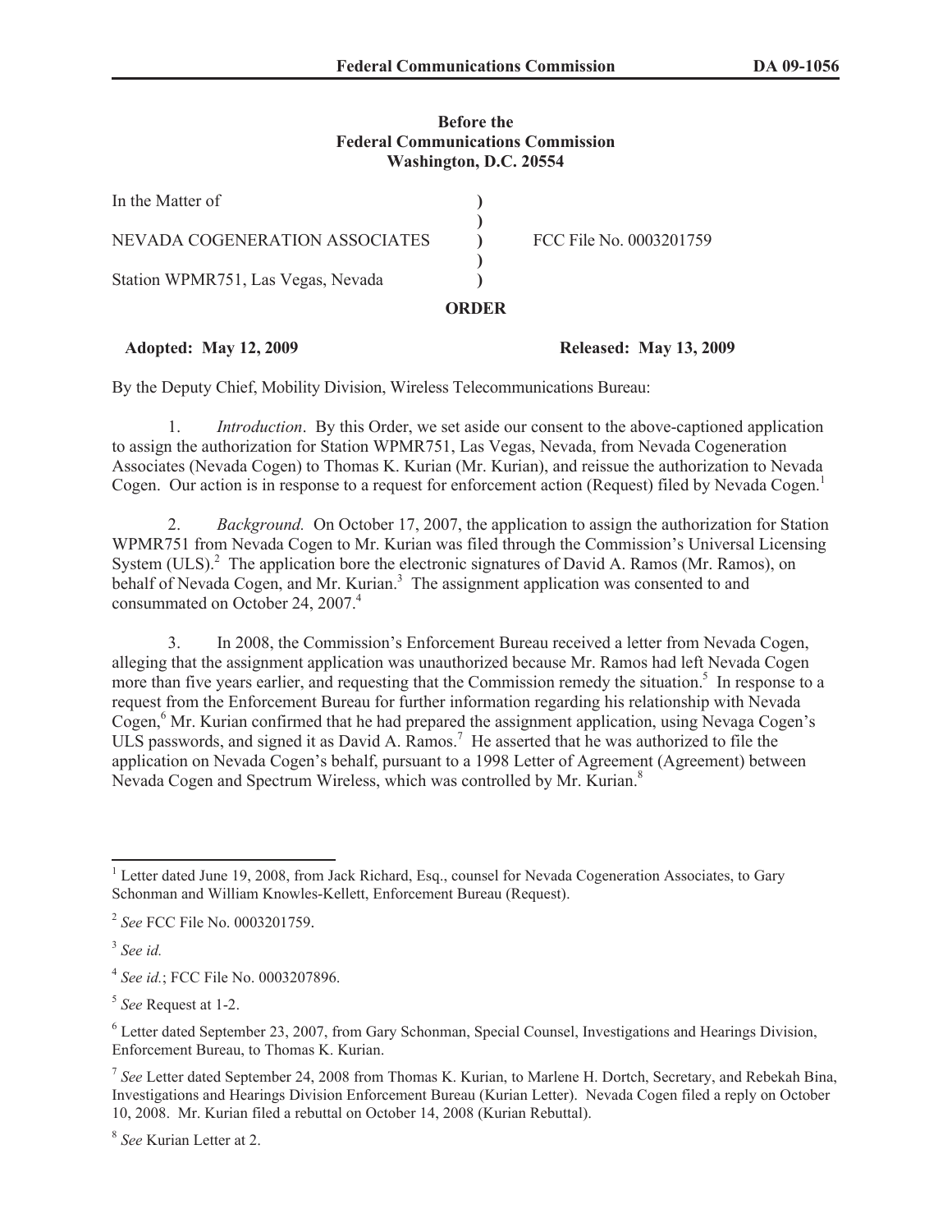**Before the**
**Federal Communications Commission**
**Washington, D.C. 20554**

| | | |
|---|---|---|
| In the Matter of | ) | |
| | ) | |
| NEVADA COGENERATION ASSOCIATES | ) | FCC File No. 0003201759 |
| | ) | |
| Station WPMR751, Las Vegas, Nevada | ) | |

**ORDER**

**Adopted: May 12, 2009** **Released: May 13, 2009**

By the Deputy Chief, Mobility Division, Wireless Telecommunications Bureau:

1. *Introduction*. By this Order, we set aside our consent to the above-captioned application to assign the authorization for Station WPMR751, Las Vegas, Nevada, from Nevada Cogeneration Associates (Nevada Cogen) to Thomas K. Kurian (Mr. Kurian), and reissue the authorization to Nevada Cogen. Our action is in response to a request for enforcement action (Request) filed by Nevada Cogen.[1]

2. *Background.* On October 17, 2007, the application to assign the authorization for Station WPMR751 from Nevada Cogen to Mr. Kurian was filed through the Commission's Universal Licensing System (ULS).[2] The application bore the electronic signatures of David A. Ramos (Mr. Ramos), on behalf of Nevada Cogen, and Mr. Kurian.[3] The assignment application was consented to and consummated on October 24, 2007.[4]

3. In 2008, the Commission's Enforcement Bureau received a letter from Nevada Cogen, alleging that the assignment application was unauthorized because Mr. Ramos had left Nevada Cogen more than five years earlier, and requesting that the Commission remedy the situation.[5] In response to a request from the Enforcement Bureau for further information regarding his relationship with Nevada Cogen,[6] Mr. Kurian confirmed that he had prepared the assignment application, using Nevaga Cogen's ULS passwords, and signed it as David A. Ramos.[7] He asserted that he was authorized to file the application on Nevada Cogen's behalf, pursuant to a 1998 Letter of Agreement (Agreement) between Nevada Cogen and Spectrum Wireless, which was controlled by Mr. Kurian.[8]

---

[1] Letter dated June 19, 2008, from Jack Richard, Esq., counsel for Nevada Cogeneration Associates, to Gary Schonman and William Knowles-Kellett, Enforcement Bureau (Request).

[2] *See* FCC File No. 0003201759.

[3] *See id.*

[4] *See id.*; FCC File No. 0003207896.

[5] *See* Request at 1-2.

[6] Letter dated September 23, 2007, from Gary Schonman, Special Counsel, Investigations and Hearings Division, Enforcement Bureau, to Thomas K. Kurian.

[7] *See* Letter dated September 24, 2008 from Thomas K. Kurian, to Marlene H. Dortch, Secretary, and Rebekah Bina, Investigations and Hearings Division Enforcement Bureau (Kurian Letter). Nevada Cogen filed a reply on October 10, 2008. Mr. Kurian filed a rebuttal on October 14, 2008 (Kurian Rebuttal).

[8] *See* Kurian Letter at 2.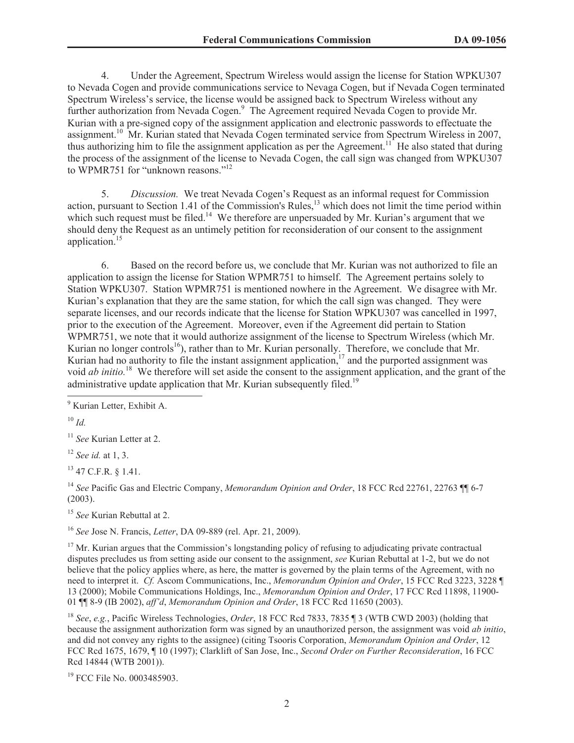4. Under the Agreement, Spectrum Wireless would assign the license for Station WPKU307 to Nevada Cogen and provide communications service to Nevaga Cogen, but if Nevada Cogen terminated Spectrum Wireless's service, the license would be assigned back to Spectrum Wireless without any further authorization from Nevada Cogen.[9] The Agreement required Nevada Cogen to provide Mr. Kurian with a pre-signed copy of the assignment application and electronic passwords to effectuate the assignment.[10] Mr. Kurian stated that Nevada Cogen terminated service from Spectrum Wireless in 2007, thus authorizing him to file the assignment application as per the Agreement.[11] He also stated that during the process of the assignment of the license to Nevada Cogen, the call sign was changed from WPKU307 to WPMR751 for "unknown reasons."[12]

5. *Discussion.* We treat Nevada Cogen's Request as an informal request for Commission action, pursuant to Section 1.41 of the Commission's Rules,[13] which does not limit the time period within which such request must be filed.[14] We therefore are unpersuaded by Mr. Kurian's argument that we should deny the Request as an untimely petition for reconsideration of our consent to the assignment application.[15]

6. Based on the record before us, we conclude that Mr. Kurian was not authorized to file an application to assign the license for Station WPMR751 to himself. The Agreement pertains solely to Station WPKU307. Station WPMR751 is mentioned nowhere in the Agreement. We disagree with Mr. Kurian's explanation that they are the same station, for which the call sign was changed. They were separate licenses, and our records indicate that the license for Station WPKU307 was cancelled in 1997, prior to the execution of the Agreement. Moreover, even if the Agreement did pertain to Station WPMR751, we note that it would authorize assignment of the license to Spectrum Wireless (which Mr. Kurian no longer controls[16]), rather than to Mr. Kurian personally. Therefore, we conclude that Mr. Kurian had no authority to file the instant assignment application,[17] and the purported assignment was void *ab initio.*[18] We therefore will set aside the consent to the assignment application, and the grant of the administrative update application that Mr. Kurian subsequently filed.[19]

---

[9] Kurian Letter, Exhibit A.

[10] *Id.*

[11] *See* Kurian Letter at 2.

[12] *See id.* at 1, 3.

[13] 47 C.F.R. § 1.41.

[14] *See* Pacific Gas and Electric Company, *Memorandum Opinion and Order*, 18 FCC Rcd 22761, 22763 ¶¶ 6-7 (2003).

[15] *See* Kurian Rebuttal at 2.

[16] *See* Jose N. Francis, *Letter*, DA 09-889 (rel. Apr. 21, 2009).

[17] Mr. Kurian argues that the Commission's longstanding policy of refusing to adjudicating private contractual disputes precludes us from setting aside our consent to the assignment, *see* Kurian Rebuttal at 1-2, but we do not believe that the policy applies where, as here, the matter is governed by the plain terms of the Agreement, with no need to interpret it. *Cf.* Ascom Communications, Inc., *Memorandum Opinion and Order*, 15 FCC Rcd 3223, 3228 ¶ 13 (2000); Mobile Communications Holdings, Inc., *Memorandum Opinion and Order*, 17 FCC Rcd 11898, 11900-01 ¶¶ 8-9 (IB 2002), *aff'd*, *Memorandum Opinion and Order*, 18 FCC Rcd 11650 (2003).

[18] *See*, *e.g.*, Pacific Wireless Technologies, *Order*, 18 FCC Rcd 7833, 7835 ¶ 3 (WTB CWD 2003) (holding that because the assignment authorization form was signed by an unauthorized person, the assignment was void *ab initio*, and did not convey any rights to the assignee) (citing Tsooris Corporation, *Memorandum Opinion and Order*, 12 FCC Rcd 1675, 1679, ¶ 10 (1997); Clarklift of San Jose, Inc., *Second Order on Further Reconsideration*, 16 FCC Rcd 14844 (WTB 2001)).

[19] FCC File No. 0003485903.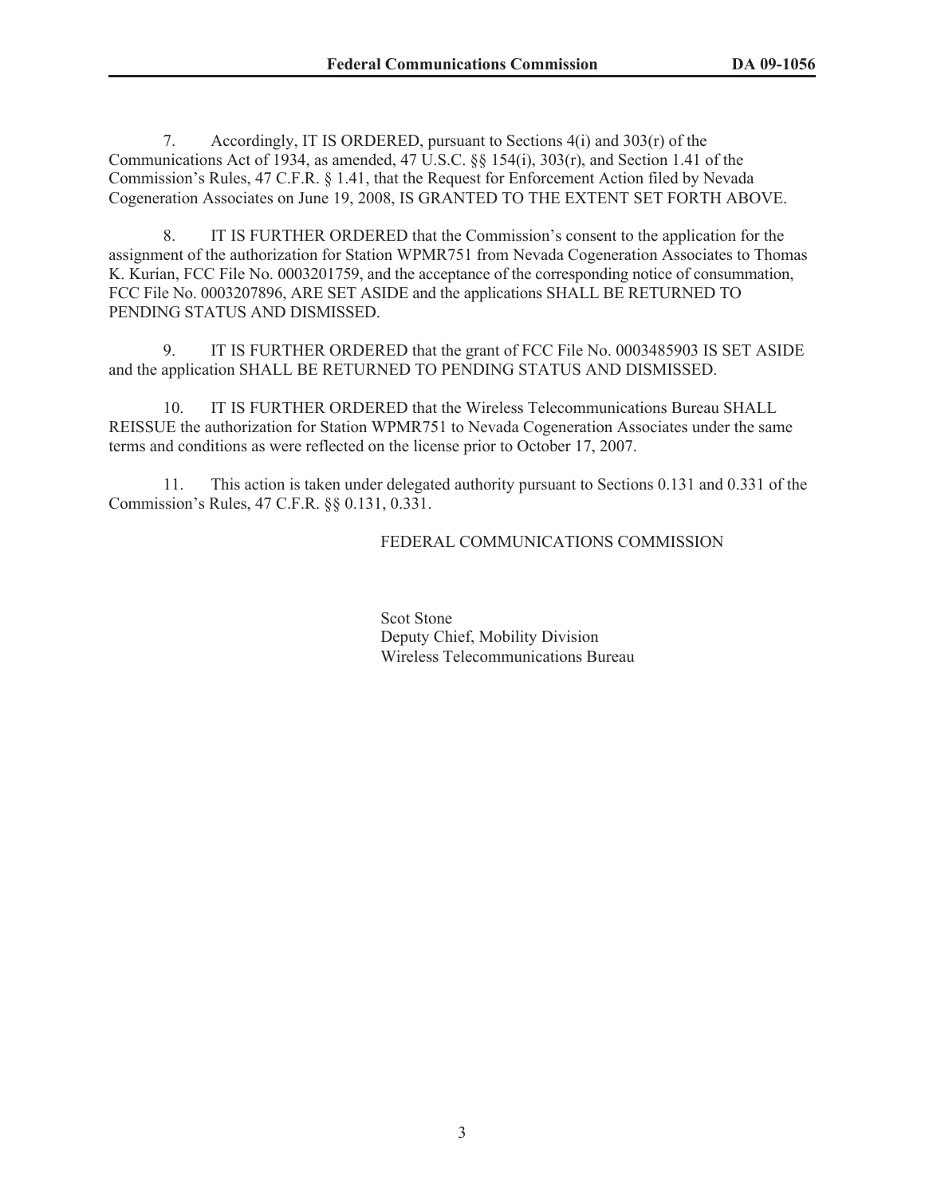7. Accordingly, IT IS ORDERED, pursuant to Sections 4(i) and 303(r) of the Communications Act of 1934, as amended, 47 U.S.C. §§ 154(i), 303(r), and Section 1.41 of the Commission's Rules, 47 C.F.R. § 1.41, that the Request for Enforcement Action filed by Nevada Cogeneration Associates on June 19, 2008, IS GRANTED TO THE EXTENT SET FORTH ABOVE.

8. IT IS FURTHER ORDERED that the Commission's consent to the application for the assignment of the authorization for Station WPMR751 from Nevada Cogeneration Associates to Thomas K. Kurian, FCC File No. 0003201759, and the acceptance of the corresponding notice of consummation, FCC File No. 0003207896, ARE SET ASIDE and the applications SHALL BE RETURNED TO PENDING STATUS AND DISMISSED.

9. IT IS FURTHER ORDERED that the grant of FCC File No. 0003485903 IS SET ASIDE and the application SHALL BE RETURNED TO PENDING STATUS AND DISMISSED.

10. IT IS FURTHER ORDERED that the Wireless Telecommunications Bureau SHALL REISSUE the authorization for Station WPMR751 to Nevada Cogeneration Associates under the same terms and conditions as were reflected on the license prior to October 17, 2007.

11. This action is taken under delegated authority pursuant to Sections 0.131 and 0.331 of the Commission's Rules, 47 C.F.R. §§ 0.131, 0.331.

FEDERAL COMMUNICATIONS COMMISSION

Scot Stone
Deputy Chief, Mobility Division
Wireless Telecommunications Bureau